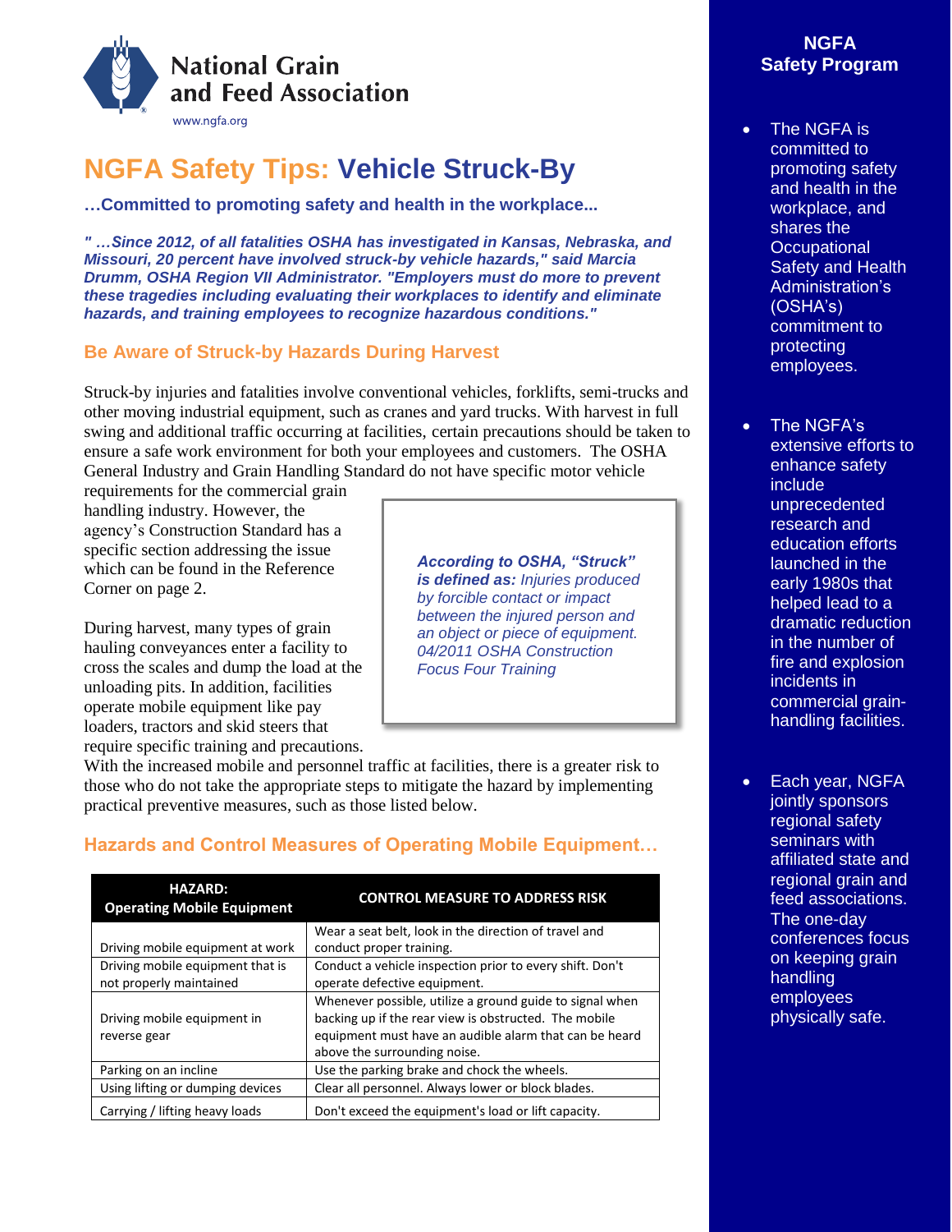National Grain and Feed Association

www.ngfa.org

# NGFA Safety Tips: Vehicle Struck-By

**…Committed to promoting safety and health in the workplace...**

***" …Since 2012, of all fatalities OSHA has investigated in Kansas, Nebraska, and Missouri, 20 percent have involved struck-by vehicle hazards," said Marcia Drumm, OSHA Region VII Administrator. "Employers must do more to prevent these tragedies including evaluating their workplaces to identify and eliminate hazards, and training employees to recognize hazardous conditions."***

## Be Aware of Struck-by Hazards During Harvest

Struck-by injuries and fatalities involve conventional vehicles, forklifts, semi-trucks and other moving industrial equipment, such as cranes and yard trucks. With harvest in full swing and additional traffic occurring at facilities, certain precautions should be taken to ensure a safe work environment for both your employees and customers. The OSHA General Industry and Grain Handling Standard do not have specific motor vehicle requirements for the commercial grain handling industry. However, the agency's Construction Standard has a specific section addressing the issue which can be found in the Reference Corner on page 2.

> ***According to OSHA, "Struck" is defined as:*** *Injuries produced by forcible contact or impact between the injured person and an object or piece of equipment. 04/2011 OSHA Construction Focus Four Training*

During harvest, many types of grain hauling conveyances enter a facility to cross the scales and dump the load at the unloading pits. In addition, facilities operate mobile equipment like pay loaders, tractors and skid steers that require specific training and precautions. With the increased mobile and personnel traffic at facilities, there is a greater risk to those who do not take the appropriate steps to mitigate the hazard by implementing practical preventive measures, such as those listed below.

## Hazards and Control Measures of Operating Mobile Equipment…

| HAZARD: Operating Mobile Equipment | CONTROL MEASURE TO ADDRESS RISK |
|---|---|
| Driving mobile equipment at work | Wear a seat belt, look in the direction of travel and conduct proper training. |
| Driving mobile equipment that is not properly maintained | Conduct a vehicle inspection prior to every shift. Don't operate defective equipment. |
| Driving mobile equipment in reverse gear | Whenever possible, utilize a ground guide to signal when backing up if the rear view is obstructed. The mobile equipment must have an audible alarm that can be heard above the surrounding noise. |
| Parking on an incline | Use the parking brake and chock the wheels. |
| Using lifting or dumping devices | Clear all personnel. Always lower or block blades. |
| Carrying / lifting heavy loads | Don't exceed the equipment's load or lift capacity. |

## NGFA Safety Program

- The NGFA is committed to promoting safety and health in the workplace, and shares the Occupational Safety and Health Administration's (OSHA's) commitment to protecting employees.
- The NGFA's extensive efforts to enhance safety include unprecedented research and education efforts launched in the early 1980s that helped lead to a dramatic reduction in the number of fire and explosion incidents in commercial grain-handling facilities.
- Each year, NGFA jointly sponsors regional safety seminars with affiliated state and regional grain and feed associations. The one-day conferences focus on keeping grain handling employees physically safe.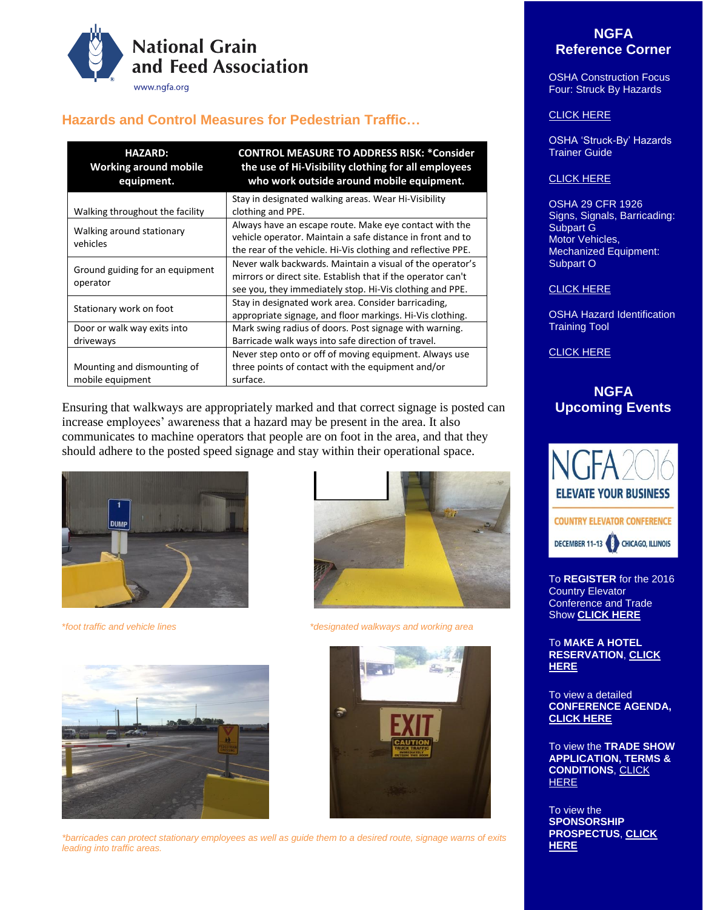## Hazards and Control Measures for Pedestrian Traffic…

| HAZARD: Working around mobile equipment. | CONTROL MEASURE TO ADDRESS RISK: *Consider the use of Hi-Visibility clothing for all employees who work outside around mobile equipment. |
|---|---|
| Walking throughout the facility | Stay in designated walking areas. Wear Hi-Visibility clothing and PPE. |
| Walking around stationary vehicles | Always have an escape route. Make eye contact with the vehicle operator. Maintain a safe distance in front and to the rear of the vehicle. Hi-Vis clothing and reflective PPE. |
| Ground guiding for an equipment operator | Never walk backwards. Maintain a visual of the operator's mirrors or direct site. Establish that if the operator can't see you, they immediately stop. Hi-Vis clothing and PPE. |
| Stationary work on foot | Stay in designated work area. Consider barricading, appropriate signage, and floor markings. Hi-Vis clothing. |
| Door or walk way exits into driveways | Mark swing radius of doors. Post signage with warning. Barricade walk ways into safe direction of travel. |
| Mounting and dismounting of mobile equipment | Never step onto or off of moving equipment. Always use three points of contact with the equipment and/or surface. |

Ensuring that walkways are appropriately marked and that correct signage is posted can increase employees' awareness that a hazard may be present in the area. It also communicates to machine operators that people are on foot in the area, and that they should adhere to the posted speed signage and stay within their operational space.

*\*foot traffic and vehicle lines*

*\*designated walkways and working area*

*\*barricades can protect stationary employees as well as guide them to a desired route, signage warns of exits leading into traffic areas.*

## NGFA Reference Corner

OSHA Construction Focus Four: Struck By Hazards

CLICK HERE

OSHA 'Struck-By' Hazards Trainer Guide

CLICK HERE

OSHA 29 CFR 1926 Signs, Signals, Barricading: Subpart G
Motor Vehicles, Mechanized Equipment: Subpart O

CLICK HERE

OSHA Hazard Identification Training Tool

CLICK HERE

## NGFA Upcoming Events

NGFA 2016 ELEVATE YOUR BUSINESS
COUNTRY ELEVATOR CONFERENCE
DECEMBER 11-13 CHICAGO, ILLINOIS

To **REGISTER** for the 2016 Country Elevator Conference and Trade Show **CLICK HERE**

To **MAKE A HOTEL RESERVATION**, **CLICK HERE**

To view a detailed **CONFERENCE AGENDA, CLICK HERE**

To view the **TRADE SHOW APPLICATION, TERMS & CONDITIONS**, CLICK HERE

To view the **SPONSORSHIP PROSPECTUS**, **CLICK HERE**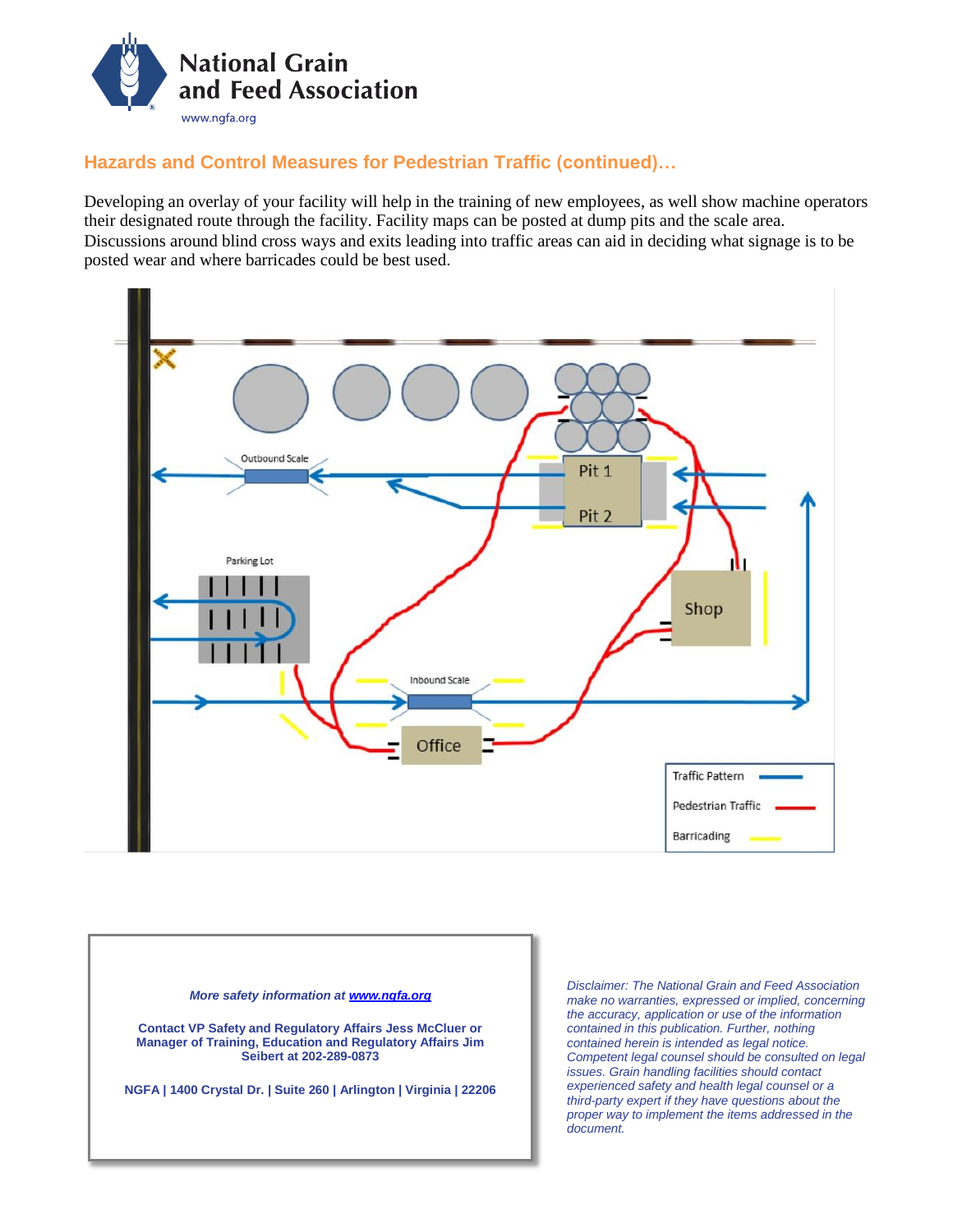## Hazards and Control Measures for Pedestrian Traffic (continued)…

Developing an overlay of your facility will help in the training of new employees, as well show machine operators their designated route through the facility. Facility maps can be posted at dump pits and the scale area. Discussions around blind cross ways and exits leading into traffic areas can aid in deciding what signage is to be posted wear and where barricades could be best used.

Outbound Scale

Pit 1

Pit 2

Parking Lot

Shop

Inbound Scale

Office

Traffic Pattern

Pedestrian Traffic

Barricading

*More safety information at [www.ngfa.org](http://www.ngfa.org)*

**Contact VP Safety and Regulatory Affairs Jess McCluer or Manager of Training, Education and Regulatory Affairs Jim Seibert at 202-289-0873**

**NGFA | 1400 Crystal Dr. | Suite 260 | Arlington | Virginia | 22206**

*Disclaimer: The National Grain and Feed Association make no warranties, expressed or implied, concerning the accuracy, application or use of the information contained in this publication. Further, nothing contained herein is intended as legal notice. Competent legal counsel should be consulted on legal issues. Grain handling facilities should contact experienced safety and health legal counsel or a third-party expert if they have questions about the proper way to implement the items addressed in the document.*